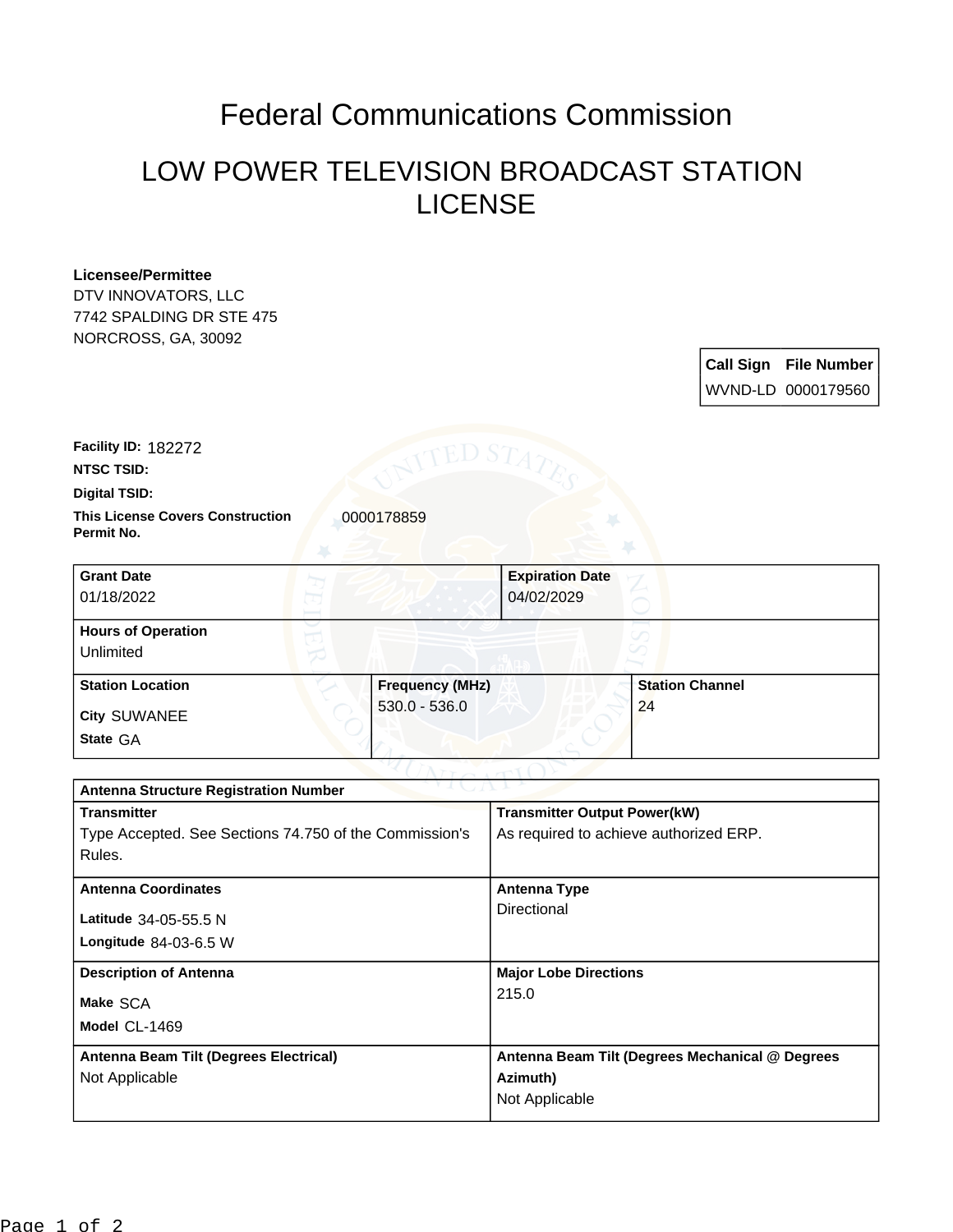# Federal Communications Commission

## LOW POWER TELEVISION BROADCAST STATION LICENSE

**Licensee/Permittee**
DTV INNOVATORS, LLC
7742 SPALDING DR STE 475
NORCROSS, GA, 30092

| Call Sign | File Number |
| --- | --- |
| WVND-LD | 0000179560 |

**Facility ID:** 182272

**NTSC TSID:**

**Digital TSID:**

**This License Covers Construction Permit No.** 0000178859

| Grant Date | Expiration Date |
| --- | --- |
| 01/18/2022 | 04/02/2029 |

| Hours of Operation |
| --- |
| Unlimited |

| Station Location | Frequency (MHz) | Station Channel |
| --- | --- | --- |
| City SUWANEE<br>State GA | 530.0 - 536.0 | 24 |

| Antenna Structure Registration Number | |
| --- | --- |
| **Transmitter**<br>Type Accepted. See Sections 74.750 of the Commission's Rules. | **Transmitter Output Power(kW)**<br>As required to achieve authorized ERP. |
| **Antenna Coordinates**<br>Latitude 34-05-55.5 N<br>Longitude 84-03-6.5 W | **Antenna Type**<br>Directional |
| **Description of Antenna**<br>Make SCA<br>Model CL-1469 | **Major Lobe Directions**<br>215.0 |
| **Antenna Beam Tilt (Degrees Electrical)**<br>Not Applicable | **Antenna Beam Tilt (Degrees Mechanical @ Degrees Azimuth)**<br>Not Applicable |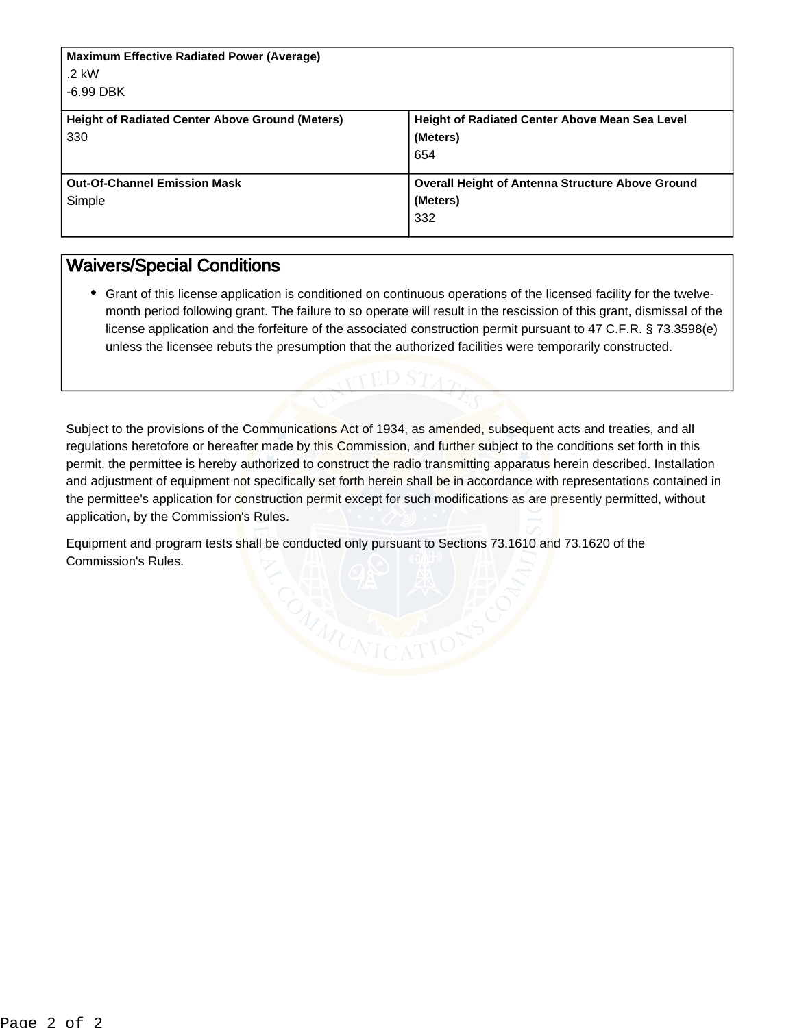| | |
|---|---|
| **Maximum Effective Radiated Power (Average)**<br>.2 kW<br>-6.99 DBK | |
| **Height of Radiated Center Above Ground (Meters)**<br>330 | **Height of Radiated Center Above Mean Sea Level (Meters)**<br>654 |
| **Out-Of-Channel Emission Mask**<br>Simple | **Overall Height of Antenna Structure Above Ground (Meters)**<br>332 |

## Waivers/Special Conditions

- Grant of this license application is conditioned on continuous operations of the licensed facility for the twelve-month period following grant. The failure to so operate will result in the rescission of this grant, dismissal of the license application and the forfeiture of the associated construction permit pursuant to 47 C.F.R. § 73.3598(e) unless the licensee rebuts the presumption that the authorized facilities were temporarily constructed.

Subject to the provisions of the Communications Act of 1934, as amended, subsequent acts and treaties, and all regulations heretofore or hereafter made by this Commission, and further subject to the conditions set forth in this permit, the permittee is hereby authorized to construct the radio transmitting apparatus herein described. Installation and adjustment of equipment not specifically set forth herein shall be in accordance with representations contained in the permittee's application for construction permit except for such modifications as are presently permitted, without application, by the Commission's Rules.

Equipment and program tests shall be conducted only pursuant to Sections 73.1610 and 73.1620 of the Commission's Rules.